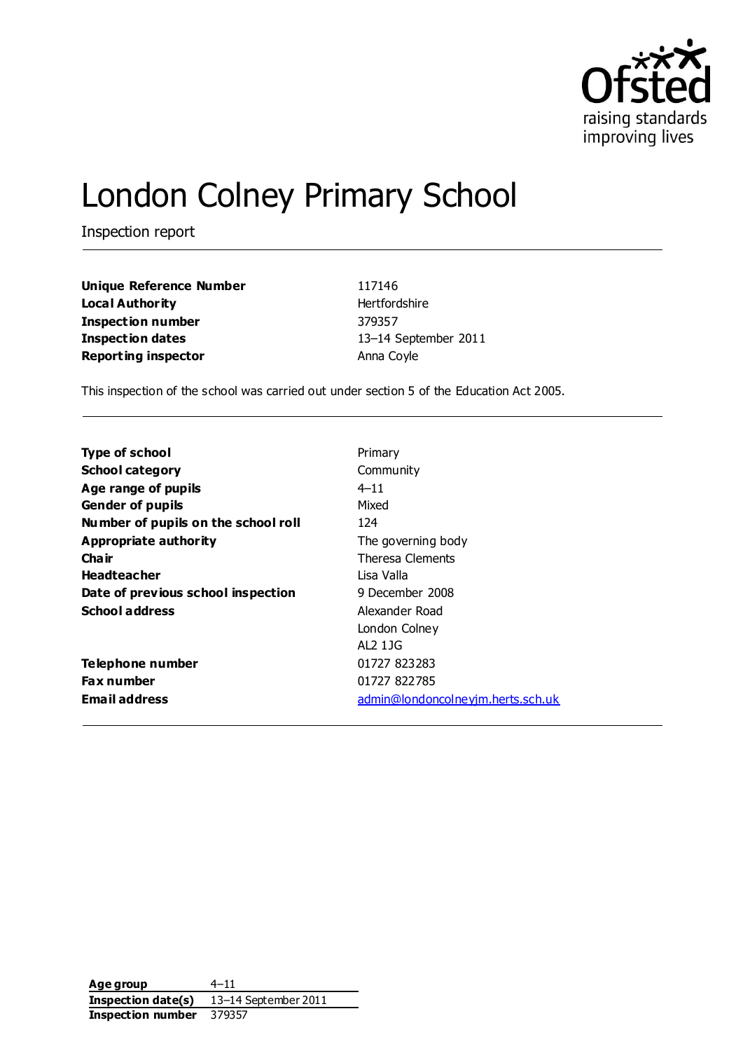# London Colney Primary School

Inspection report

| | |
|---|---|
| **Unique Reference Number** | 117146 |
| **Local Authority** | Hertfordshire |
| **Inspection number** | 379357 |
| **Inspection dates** | 13–14 September 2011 |
| **Reporting inspector** | Anna Coyle |

This inspection of the school was carried out under section 5 of the Education Act 2005.

| | |
|---|---|
| **Type of school** | Primary |
| **School category** | Community |
| **Age range of pupils** | 4–11 |
| **Gender of pupils** | Mixed |
| **Number of pupils on the school roll** | 124 |
| **Appropriate authority** | The governing body |
| **Chair** | Theresa Clements |
| **Headteacher** | Lisa Valla |
| **Date of previous school inspection** | 9 December 2008 |
| **School address** | Alexander Road<br>London Colney<br>AL2 1JG |
| **Telephone number** | 01727 823283 |
| **Fax number** | 01727 822785 |
| **Email address** | admin@londoncolneyjm.herts.sch.uk |

| | |
|---|---|
| **Age group** | 4–11 |
| **Inspection date(s)** | 13–14 September 2011 |
| **Inspection number** | 379357 |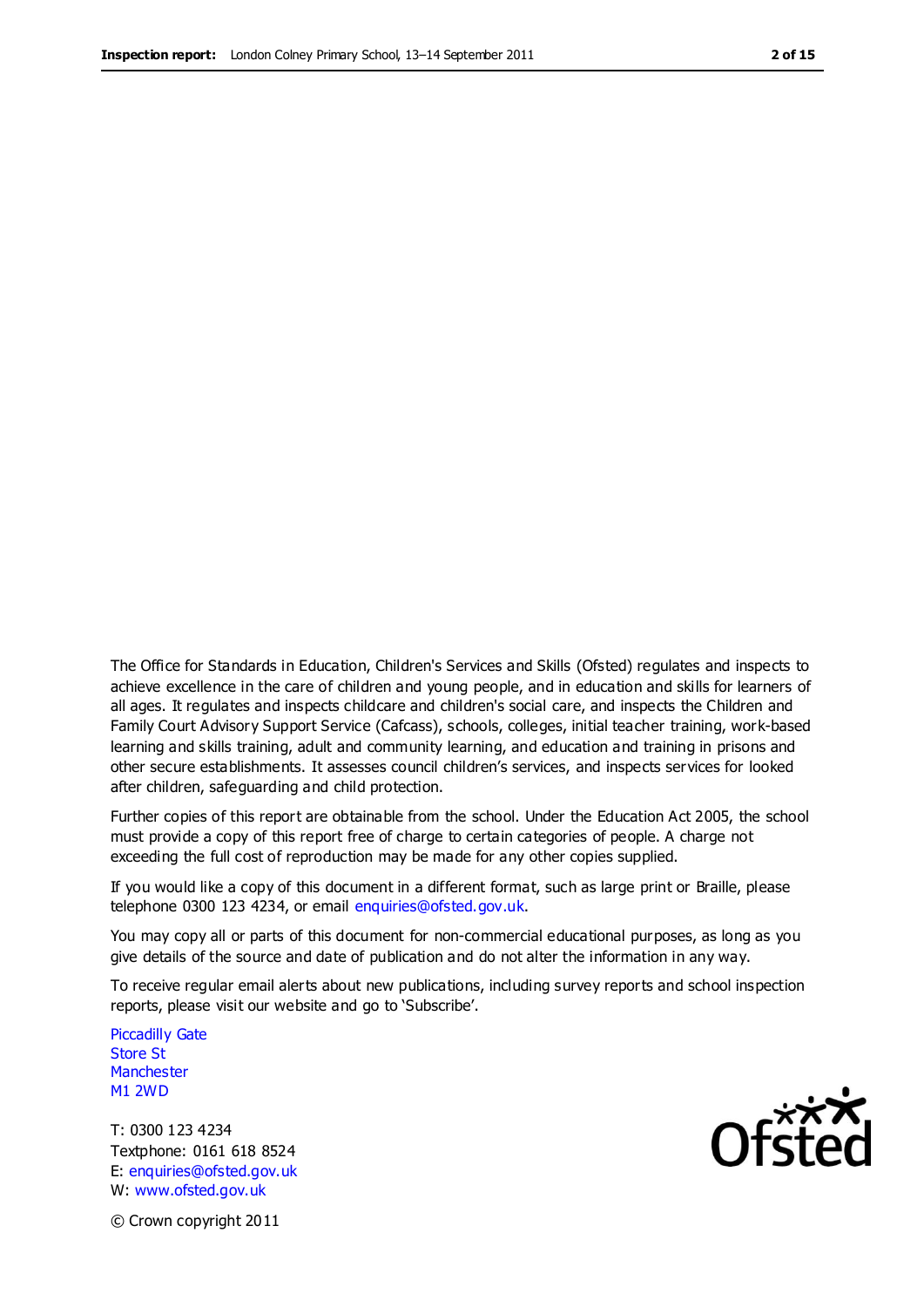The Office for Standards in Education, Children's Services and Skills (Ofsted) regulates and inspects to achieve excellence in the care of children and young people, and in education and skills for learners of all ages. It regulates and inspects childcare and children's social care, and inspects the Children and Family Court Advisory Support Service (Cafcass), schools, colleges, initial teacher training, work-based learning and skills training, adult and community learning, and education and training in prisons and other secure establishments. It assesses council children's services, and inspects services for looked after children, safeguarding and child protection.

Further copies of this report are obtainable from the school. Under the Education Act 2005, the school must provide a copy of this report free of charge to certain categories of people. A charge not exceeding the full cost of reproduction may be made for any other copies supplied.

If you would like a copy of this document in a different format, such as large print or Braille, please telephone 0300 123 4234, or email enquiries@ofsted.gov.uk.

You may copy all or parts of this document for non-commercial educational purposes, as long as you give details of the source and date of publication and do not alter the information in any way.

To receive regular email alerts about new publications, including survey reports and school inspection reports, please visit our website and go to 'Subscribe'.

Piccadilly Gate
Store St
Manchester
M1 2WD

T: 0300 123 4234
Textphone: 0161 618 8524
E: enquiries@ofsted.gov.uk
W: www.ofsted.gov.uk

© Crown copyright 2011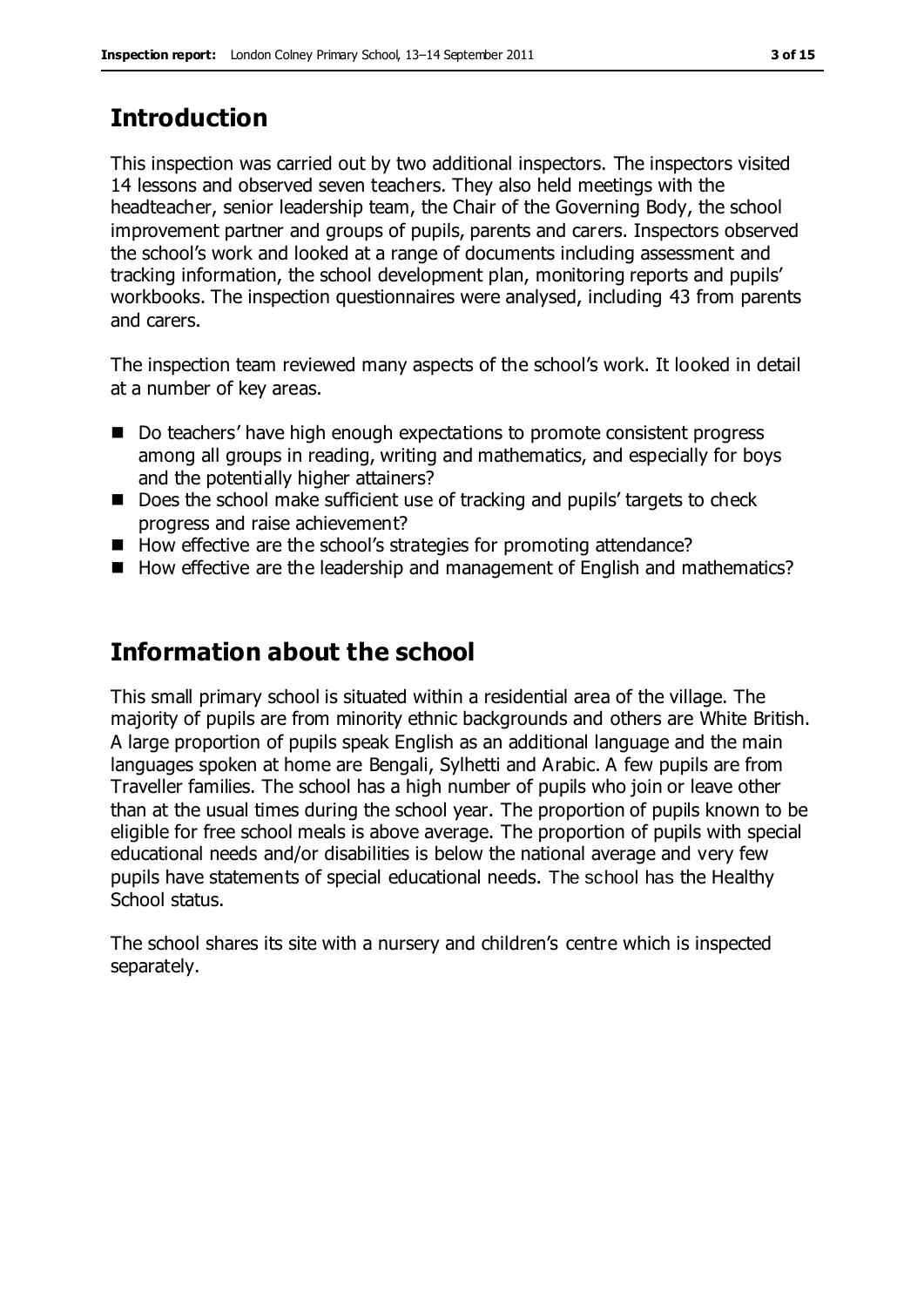## Introduction

This inspection was carried out by two additional inspectors. The inspectors visited 14 lessons and observed seven teachers. They also held meetings with the headteacher, senior leadership team, the Chair of the Governing Body, the school improvement partner and groups of pupils, parents and carers. Inspectors observed the school's work and looked at a range of documents including assessment and tracking information, the school development plan, monitoring reports and pupils' workbooks. The inspection questionnaires were analysed, including 43 from parents and carers.

The inspection team reviewed many aspects of the school's work. It looked in detail at a number of key areas.

- Do teachers' have high enough expectations to promote consistent progress among all groups in reading, writing and mathematics, and especially for boys and the potentially higher attainers?
- Does the school make sufficient use of tracking and pupils' targets to check progress and raise achievement?
- How effective are the school's strategies for promoting attendance?
- How effective are the leadership and management of English and mathematics?

## Information about the school

This small primary school is situated within a residential area of the village. The majority of pupils are from minority ethnic backgrounds and others are White British. A large proportion of pupils speak English as an additional language and the main languages spoken at home are Bengali, Sylhetti and Arabic. A few pupils are from Traveller families. The school has a high number of pupils who join or leave other than at the usual times during the school year. The proportion of pupils known to be eligible for free school meals is above average. The proportion of pupils with special educational needs and/or disabilities is below the national average and very few pupils have statements of special educational needs. The school has the Healthy School status.

The school shares its site with a nursery and children's centre which is inspected separately.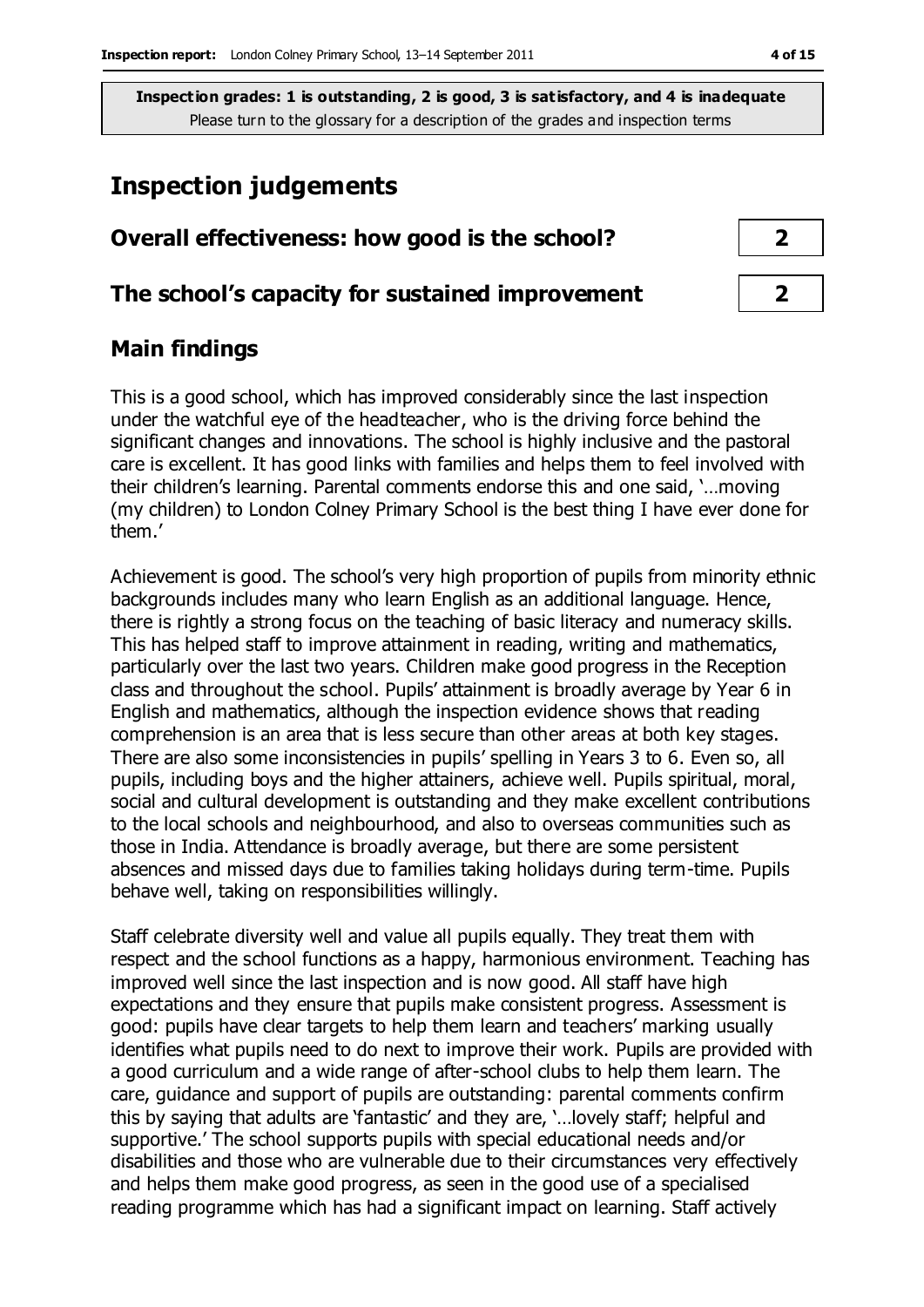**Inspection grades: 1 is outstanding, 2 is good, 3 is satisfactory, and 4 is inadequate**
Please turn to the glossary for a description of the grades and inspection terms

# Inspection judgements

| | |
|---|---|
| **Overall effectiveness: how good is the school?** | **2** |
| **The school's capacity for sustained improvement** | **2** |

## Main findings

This is a good school, which has improved considerably since the last inspection under the watchful eye of the headteacher, who is the driving force behind the significant changes and innovations. The school is highly inclusive and the pastoral care is excellent. It has good links with families and helps them to feel involved with their children's learning. Parental comments endorse this and one said, '…moving (my children) to London Colney Primary School is the best thing I have ever done for them.'

Achievement is good. The school's very high proportion of pupils from minority ethnic backgrounds includes many who learn English as an additional language. Hence, there is rightly a strong focus on the teaching of basic literacy and numeracy skills. This has helped staff to improve attainment in reading, writing and mathematics, particularly over the last two years. Children make good progress in the Reception class and throughout the school. Pupils' attainment is broadly average by Year 6 in English and mathematics, although the inspection evidence shows that reading comprehension is an area that is less secure than other areas at both key stages. There are also some inconsistencies in pupils' spelling in Years 3 to 6. Even so, all pupils, including boys and the higher attainers, achieve well. Pupils spiritual, moral, social and cultural development is outstanding and they make excellent contributions to the local schools and neighbourhood, and also to overseas communities such as those in India. Attendance is broadly average, but there are some persistent absences and missed days due to families taking holidays during term-time. Pupils behave well, taking on responsibilities willingly.

Staff celebrate diversity well and value all pupils equally. They treat them with respect and the school functions as a happy, harmonious environment. Teaching has improved well since the last inspection and is now good. All staff have high expectations and they ensure that pupils make consistent progress. Assessment is good: pupils have clear targets to help them learn and teachers' marking usually identifies what pupils need to do next to improve their work. Pupils are provided with a good curriculum and a wide range of after-school clubs to help them learn. The care, guidance and support of pupils are outstanding: parental comments confirm this by saying that adults are 'fantastic' and they are, '…lovely staff; helpful and supportive.' The school supports pupils with special educational needs and/or disabilities and those who are vulnerable due to their circumstances very effectively and helps them make good progress, as seen in the good use of a specialised reading programme which has had a significant impact on learning. Staff actively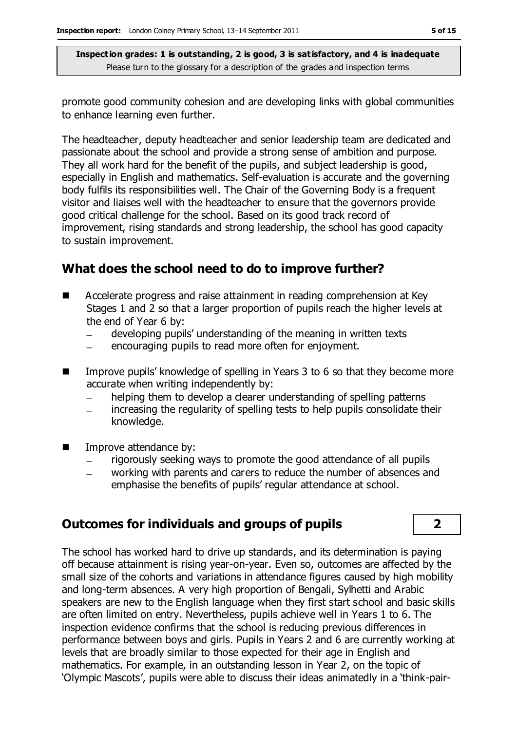promote good community cohesion and are developing links with global communities to enhance learning even further.

The headteacher, deputy headteacher and senior leadership team are dedicated and passionate about the school and provide a strong sense of ambition and purpose. They all work hard for the benefit of the pupils, and subject leadership is good, especially in English and mathematics. Self-evaluation is accurate and the governing body fulfils its responsibilities well. The Chair of the Governing Body is a frequent visitor and liaises well with the headteacher to ensure that the governors provide good critical challenge for the school. Based on its good track record of improvement, rising standards and strong leadership, the school has good capacity to sustain improvement.

## What does the school need to do to improve further?

- Accelerate progress and raise attainment in reading comprehension at Key Stages 1 and 2 so that a larger proportion of pupils reach the higher levels at the end of Year 6 by:
  - developing pupils' understanding of the meaning in written texts
  - encouraging pupils to read more often for enjoyment.
- Improve pupils' knowledge of spelling in Years 3 to 6 so that they become more accurate when writing independently by:
  - helping them to develop a clearer understanding of spelling patterns
  - increasing the regularity of spelling tests to help pupils consolidate their knowledge.
- Improve attendance by:
  - rigorously seeking ways to promote the good attendance of all pupils
  - working with parents and carers to reduce the number of absences and emphasise the benefits of pupils' regular attendance at school.

## Outcomes for individuals and groups of pupils — 2

The school has worked hard to drive up standards, and its determination is paying off because attainment is rising year-on-year. Even so, outcomes are affected by the small size of the cohorts and variations in attendance figures caused by high mobility and long-term absences. A very high proportion of Bengali, Sylhetti and Arabic speakers are new to the English language when they first start school and basic skills are often limited on entry. Nevertheless, pupils achieve well in Years 1 to 6. The inspection evidence confirms that the school is reducing previous differences in performance between boys and girls. Pupils in Years 2 and 6 are currently working at levels that are broadly similar to those expected for their age in English and mathematics. For example, in an outstanding lesson in Year 2, on the topic of 'Olympic Mascots', pupils were able to discuss their ideas animatedly in a 'think-pair-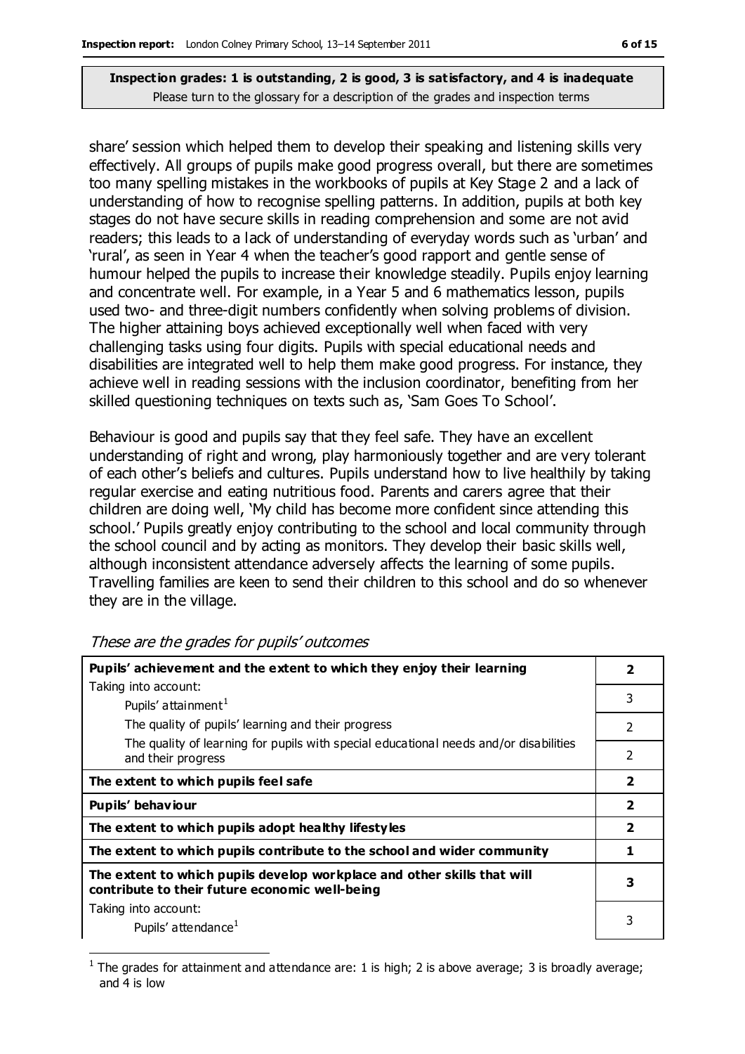share' session which helped them to develop their speaking and listening skills very effectively. All groups of pupils make good progress overall, but there are sometimes too many spelling mistakes in the workbooks of pupils at Key Stage 2 and a lack of understanding of how to recognise spelling patterns. In addition, pupils at both key stages do not have secure skills in reading comprehension and some are not avid readers; this leads to a lack of understanding of everyday words such as 'urban' and 'rural', as seen in Year 4 when the teacher's good rapport and gentle sense of humour helped the pupils to increase their knowledge steadily. Pupils enjoy learning and concentrate well. For example, in a Year 5 and 6 mathematics lesson, pupils used two- and three-digit numbers confidently when solving problems of division. The higher attaining boys achieved exceptionally well when faced with very challenging tasks using four digits. Pupils with special educational needs and disabilities are integrated well to help them make good progress. For instance, they achieve well in reading sessions with the inclusion coordinator, benefiting from her skilled questioning techniques on texts such as, 'Sam Goes To School'.

Behaviour is good and pupils say that they feel safe. They have an excellent understanding of right and wrong, play harmoniously together and are very tolerant of each other's beliefs and cultures. Pupils understand how to live healthily by taking regular exercise and eating nutritious food. Parents and carers agree that their children are doing well, 'My child has become more confident since attending this school.' Pupils greatly enjoy contributing to the school and local community through the school council and by acting as monitors. They develop their basic skills well, although inconsistent attendance adversely affects the learning of some pupils. Travelling families are keen to send their children to this school and do so whenever they are in the village.

*These are the grades for pupils' outcomes*

| | |
|---|---|
| **Pupils' achievement and the extent to which they enjoy their learning** | **2** |
| Taking into account: Pupils' attainment[1] | 3 |
| The quality of pupils' learning and their progress | 2 |
| The quality of learning for pupils with special educational needs and/or disabilities and their progress | 2 |
| **The extent to which pupils feel safe** | **2** |
| **Pupils' behaviour** | **2** |
| **The extent to which pupils adopt healthy lifestyles** | **2** |
| **The extent to which pupils contribute to the school and wider community** | **1** |
| **The extent to which pupils develop workplace and other skills that will contribute to their future economic well-being** | **3** |
| Taking into account: Pupils' attendance[1] | 3 |

[1] The grades for attainment and attendance are: 1 is high; 2 is above average; 3 is broadly average; and 4 is low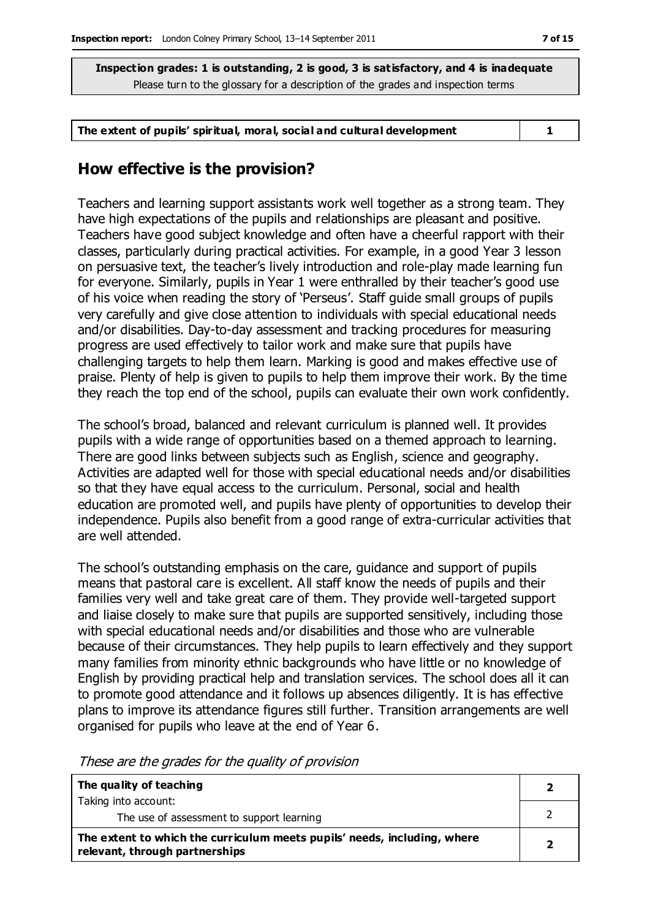**Inspection grades: 1 is outstanding, 2 is good, 3 is satisfactory, and 4 is inadequate**
Please turn to the glossary for a description of the grades and inspection terms

| | |
|---|---|
| **The extent of pupils' spiritual, moral, social and cultural development** | **1** |

## How effective is the provision?

Teachers and learning support assistants work well together as a strong team. They have high expectations of the pupils and relationships are pleasant and positive. Teachers have good subject knowledge and often have a cheerful rapport with their classes, particularly during practical activities. For example, in a good Year 3 lesson on persuasive text, the teacher's lively introduction and role-play made learning fun for everyone. Similarly, pupils in Year 1 were enthralled by their teacher's good use of his voice when reading the story of 'Perseus'. Staff guide small groups of pupils very carefully and give close attention to individuals with special educational needs and/or disabilities. Day-to-day assessment and tracking procedures for measuring progress are used effectively to tailor work and make sure that pupils have challenging targets to help them learn. Marking is good and makes effective use of praise. Plenty of help is given to pupils to help them improve their work. By the time they reach the top end of the school, pupils can evaluate their own work confidently.

The school's broad, balanced and relevant curriculum is planned well. It provides pupils with a wide range of opportunities based on a themed approach to learning. There are good links between subjects such as English, science and geography. Activities are adapted well for those with special educational needs and/or disabilities so that they have equal access to the curriculum. Personal, social and health education are promoted well, and pupils have plenty of opportunities to develop their independence. Pupils also benefit from a good range of extra-curricular activities that are well attended.

The school's outstanding emphasis on the care, guidance and support of pupils means that pastoral care is excellent. All staff know the needs of pupils and their families very well and take great care of them. They provide well-targeted support and liaise closely to make sure that pupils are supported sensitively, including those with special educational needs and/or disabilities and those who are vulnerable because of their circumstances. They help pupils to learn effectively and they support many families from minority ethnic backgrounds who have little or no knowledge of English by providing practical help and translation services. The school does all it can to promote good attendance and it follows up absences diligently. It is has effective plans to improve its attendance figures still further. Transition arrangements are well organised for pupils who leave at the end of Year 6.

*These are the grades for the quality of provision*

| | |
|---|---|
| **The quality of teaching**<br>Taking into account: | **2** |
| The use of assessment to support learning | 2 |
| **The extent to which the curriculum meets pupils' needs, including, where relevant, through partnerships** | **2** |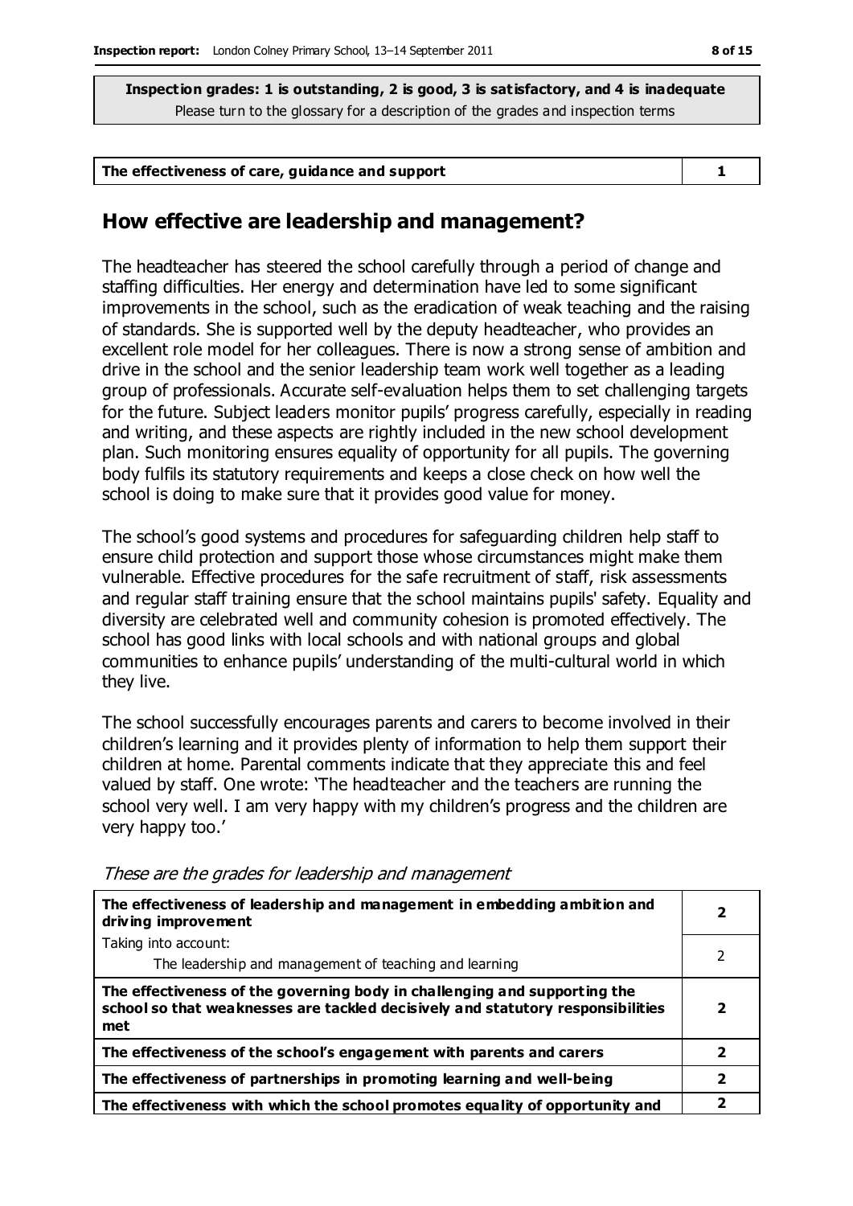**Inspection grades: 1 is outstanding, 2 is good, 3 is satisfactory, and 4 is inadequate**
Please turn to the glossary for a description of the grades and inspection terms

| | |
|---|---|
| **The effectiveness of care, guidance and support** | **1** |

## How effective are leadership and management?

The headteacher has steered the school carefully through a period of change and staffing difficulties. Her energy and determination have led to some significant improvements in the school, such as the eradication of weak teaching and the raising of standards. She is supported well by the deputy headteacher, who provides an excellent role model for her colleagues. There is now a strong sense of ambition and drive in the school and the senior leadership team work well together as a leading group of professionals. Accurate self-evaluation helps them to set challenging targets for the future. Subject leaders monitor pupils' progress carefully, especially in reading and writing, and these aspects are rightly included in the new school development plan. Such monitoring ensures equality of opportunity for all pupils. The governing body fulfils its statutory requirements and keeps a close check on how well the school is doing to make sure that it provides good value for money.

The school's good systems and procedures for safeguarding children help staff to ensure child protection and support those whose circumstances might make them vulnerable. Effective procedures for the safe recruitment of staff, risk assessments and regular staff training ensure that the school maintains pupils' safety. Equality and diversity are celebrated well and community cohesion is promoted effectively. The school has good links with local schools and with national groups and global communities to enhance pupils' understanding of the multi-cultural world in which they live.

The school successfully encourages parents and carers to become involved in their children's learning and it provides plenty of information to help them support their children at home. Parental comments indicate that they appreciate this and feel valued by staff. One wrote: 'The headteacher and the teachers are running the school very well. I am very happy with my children's progress and the children are very happy too.'

*These are the grades for leadership and management*

| | |
|---|---|
| **The effectiveness of leadership and management in embedding ambition and driving improvement** | **2** |
| Taking into account: <br> The leadership and management of teaching and learning | 2 |
| **The effectiveness of the governing body in challenging and supporting the school so that weaknesses are tackled decisively and statutory responsibilities met** | **2** |
| **The effectiveness of the school's engagement with parents and carers** | **2** |
| **The effectiveness of partnerships in promoting learning and well-being** | **2** |
| **The effectiveness with which the school promotes equality of opportunity and** | **2** |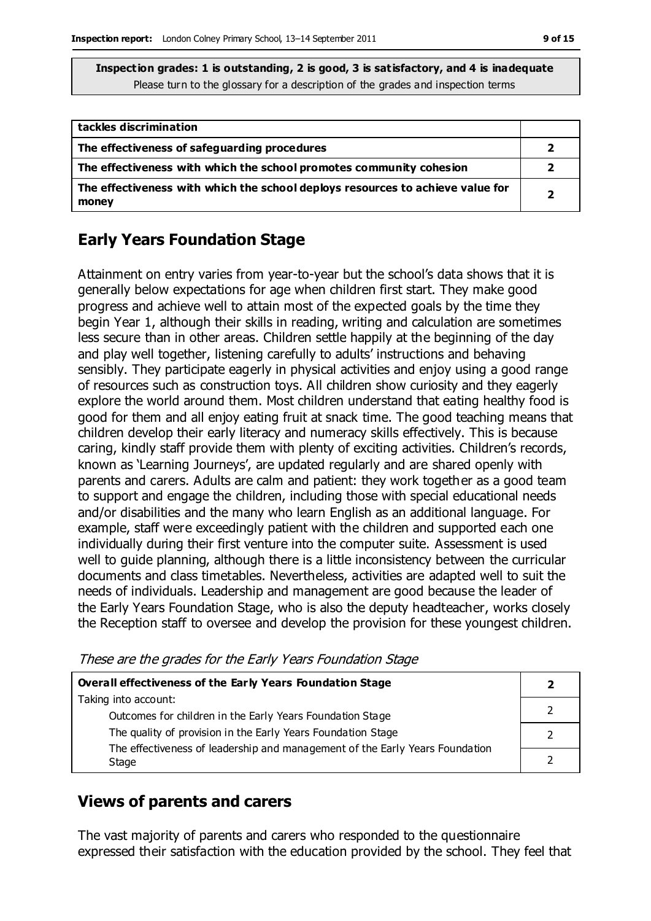**Inspection grades: 1 is outstanding, 2 is good, 3 is satisfactory, and 4 is inadequate**
Please turn to the glossary for a description of the grades and inspection terms

| | |
|---|---|
| **tackles discrimination** | |
| **The effectiveness of safeguarding procedures** | **2** |
| **The effectiveness with which the school promotes community cohesion** | **2** |
| **The effectiveness with which the school deploys resources to achieve value for money** | **2** |

## Early Years Foundation Stage

Attainment on entry varies from year-to-year but the school's data shows that it is generally below expectations for age when children first start. They make good progress and achieve well to attain most of the expected goals by the time they begin Year 1, although their skills in reading, writing and calculation are sometimes less secure than in other areas. Children settle happily at the beginning of the day and play well together, listening carefully to adults' instructions and behaving sensibly. They participate eagerly in physical activities and enjoy using a good range of resources such as construction toys. All children show curiosity and they eagerly explore the world around them. Most children understand that eating healthy food is good for them and all enjoy eating fruit at snack time. The good teaching means that children develop their early literacy and numeracy skills effectively. This is because caring, kindly staff provide them with plenty of exciting activities. Children's records, known as 'Learning Journeys', are updated regularly and are shared openly with parents and carers. Adults are calm and patient: they work together as a good team to support and engage the children, including those with special educational needs and/or disabilities and the many who learn English as an additional language. For example, staff were exceedingly patient with the children and supported each one individually during their first venture into the computer suite. Assessment is used well to guide planning, although there is a little inconsistency between the curricular documents and class timetables. Nevertheless, activities are adapted well to suit the needs of individuals. Leadership and management are good because the leader of the Early Years Foundation Stage, who is also the deputy headteacher, works closely the Reception staff to oversee and develop the provision for these youngest children.

*These are the grades for the Early Years Foundation Stage*

| | |
|---|---|
| **Overall effectiveness of the Early Years Foundation Stage** | **2** |
| Taking into account: Outcomes for children in the Early Years Foundation Stage | 2 |
| The quality of provision in the Early Years Foundation Stage | 2 |
| The effectiveness of leadership and management of the Early Years Foundation Stage | 2 |

## Views of parents and carers

The vast majority of parents and carers who responded to the questionnaire expressed their satisfaction with the education provided by the school. They feel that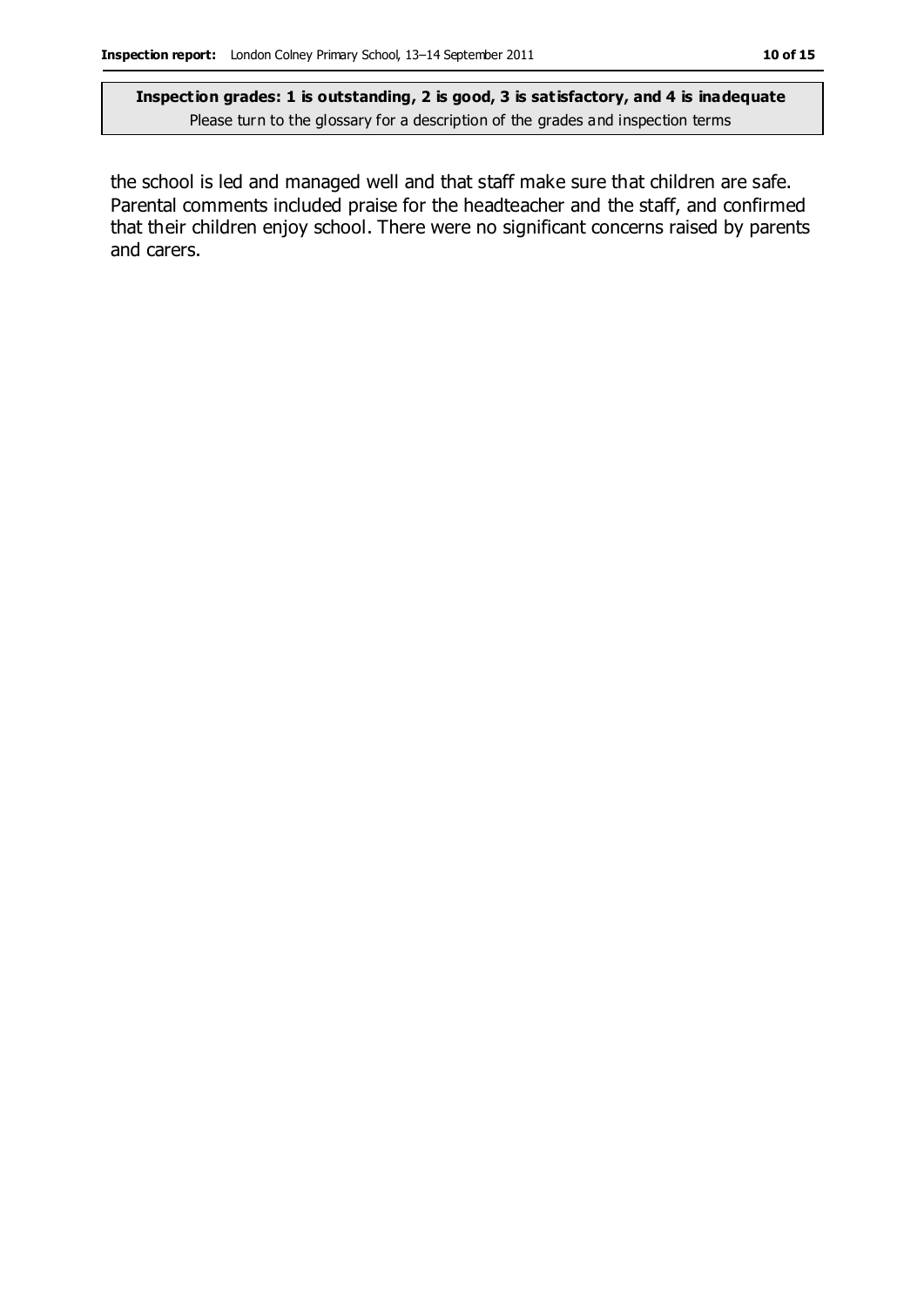the school is led and managed well and that staff make sure that children are safe. Parental comments included praise for the headteacher and the staff, and confirmed that their children enjoy school. There were no significant concerns raised by parents and carers.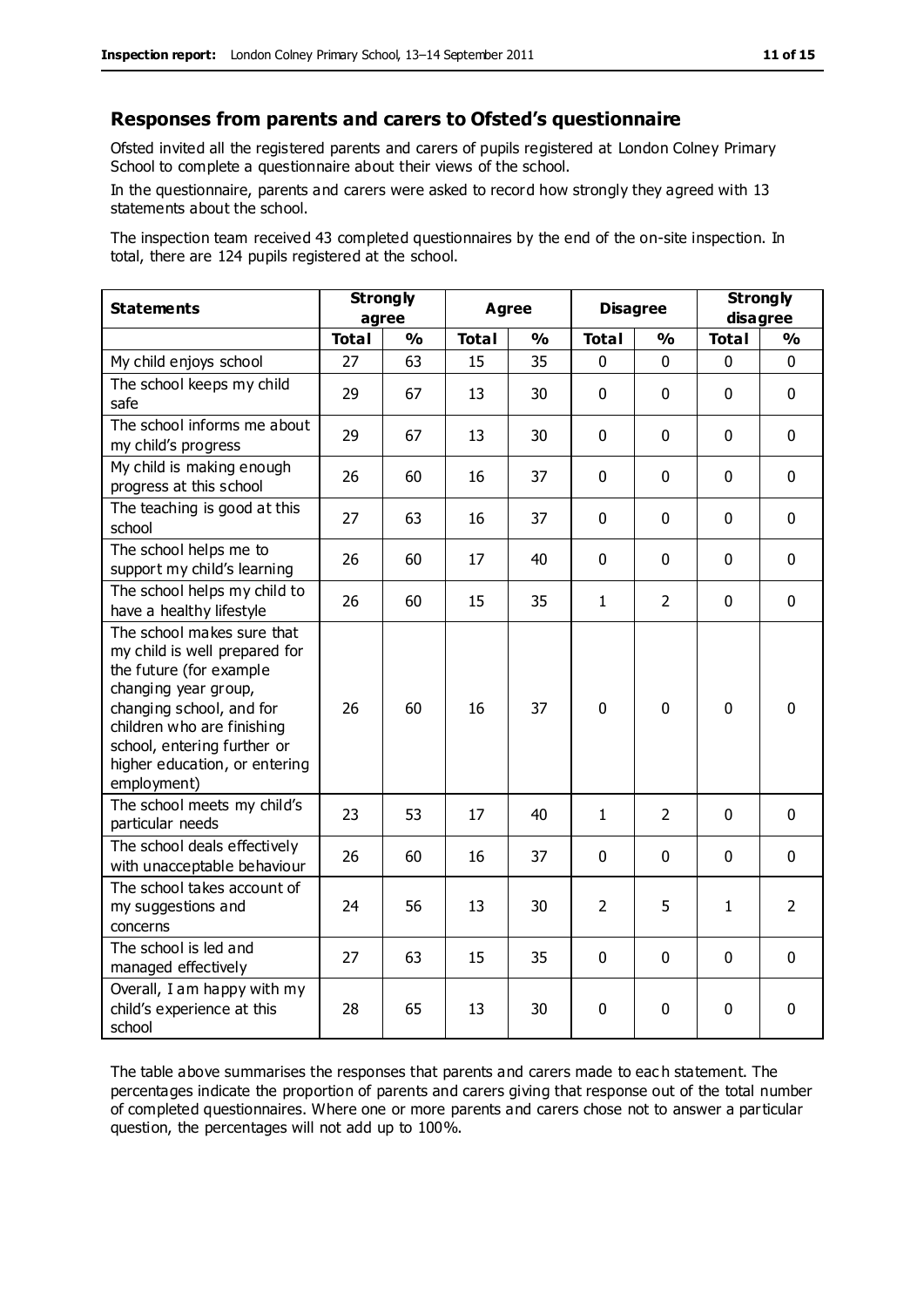## Responses from parents and carers to Ofsted's questionnaire

Ofsted invited all the registered parents and carers of pupils registered at London Colney Primary School to complete a questionnaire about their views of the school.

In the questionnaire, parents and carers were asked to record how strongly they agreed with 13 statements about the school.

The inspection team received 43 completed questionnaires by the end of the on-site inspection. In total, there are 124 pupils registered at the school.

| Statements | Strongly agree | | Agree | | Disagree | | Strongly disagree | |
|---|---|---|---|---|---|---|---|---|
| | Total | % | Total | % | Total | % | Total | % |
| My child enjoys school | 27 | 63 | 15 | 35 | 0 | 0 | 0 | 0 |
| The school keeps my child safe | 29 | 67 | 13 | 30 | 0 | 0 | 0 | 0 |
| The school informs me about my child's progress | 29 | 67 | 13 | 30 | 0 | 0 | 0 | 0 |
| My child is making enough progress at this school | 26 | 60 | 16 | 37 | 0 | 0 | 0 | 0 |
| The teaching is good at this school | 27 | 63 | 16 | 37 | 0 | 0 | 0 | 0 |
| The school helps me to support my child's learning | 26 | 60 | 17 | 40 | 0 | 0 | 0 | 0 |
| The school helps my child to have a healthy lifestyle | 26 | 60 | 15 | 35 | 1 | 2 | 0 | 0 |
| The school makes sure that my child is well prepared for the future (for example changing year group, changing school, and for children who are finishing school, entering further or higher education, or entering employment) | 26 | 60 | 16 | 37 | 0 | 0 | 0 | 0 |
| The school meets my child's particular needs | 23 | 53 | 17 | 40 | 1 | 2 | 0 | 0 |
| The school deals effectively with unacceptable behaviour | 26 | 60 | 16 | 37 | 0 | 0 | 0 | 0 |
| The school takes account of my suggestions and concerns | 24 | 56 | 13 | 30 | 2 | 5 | 1 | 2 |
| The school is led and managed effectively | 27 | 63 | 15 | 35 | 0 | 0 | 0 | 0 |
| Overall, I am happy with my child's experience at this school | 28 | 65 | 13 | 30 | 0 | 0 | 0 | 0 |

The table above summarises the responses that parents and carers made to each statement. The percentages indicate the proportion of parents and carers giving that response out of the total number of completed questionnaires. Where one or more parents and carers chose not to answer a particular question, the percentages will not add up to 100%.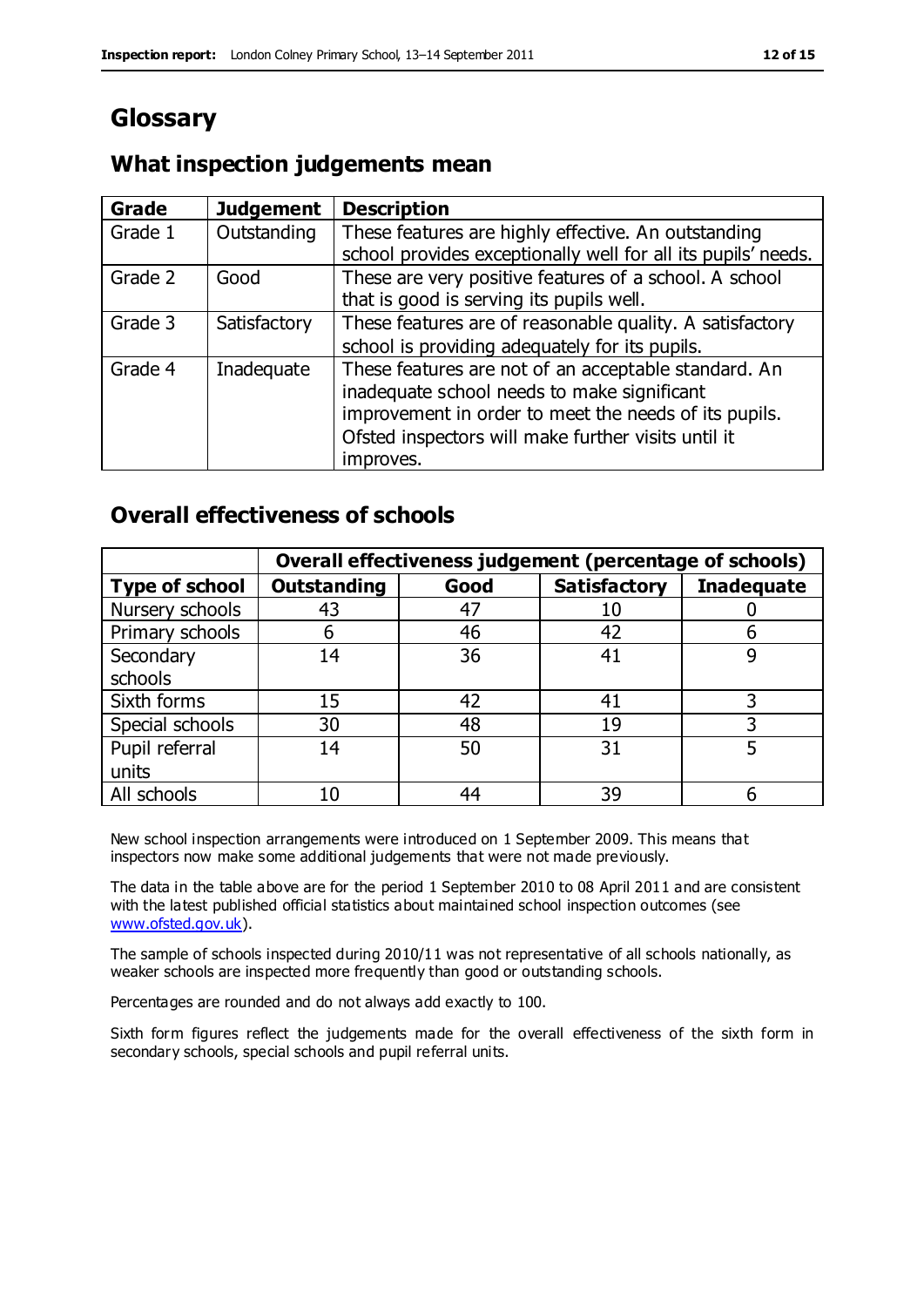# Glossary

## What inspection judgements mean

| Grade | Judgement | Description |
| --- | --- | --- |
| Grade 1 | Outstanding | These features are highly effective. An outstanding school provides exceptionally well for all its pupils' needs. |
| Grade 2 | Good | These are very positive features of a school. A school that is good is serving its pupils well. |
| Grade 3 | Satisfactory | These features are of reasonable quality. A satisfactory school is providing adequately for its pupils. |
| Grade 4 | Inadequate | These features are not of an acceptable standard. An inadequate school needs to make significant improvement in order to meet the needs of its pupils. Ofsted inspectors will make further visits until it improves. |

## Overall effectiveness of schools

| | Overall effectiveness judgement (percentage of schools) | | | |
| --- | --- | --- | --- | --- |
| **Type of school** | **Outstanding** | **Good** | **Satisfactory** | **Inadequate** |
| Nursery schools | 43 | 47 | 10 | 0 |
| Primary schools | 6 | 46 | 42 | 6 |
| Secondary schools | 14 | 36 | 41 | 9 |
| Sixth forms | 15 | 42 | 41 | 3 |
| Special schools | 30 | 48 | 19 | 3 |
| Pupil referral units | 14 | 50 | 31 | 5 |
| All schools | 10 | 44 | 39 | 6 |

New school inspection arrangements were introduced on 1 September 2009. This means that inspectors now make some additional judgements that were not made previously.

The data in the table above are for the period 1 September 2010 to 08 April 2011 and are consistent with the latest published official statistics about maintained school inspection outcomes (see www.ofsted.gov.uk).

The sample of schools inspected during 2010/11 was not representative of all schools nationally, as weaker schools are inspected more frequently than good or outstanding schools.

Percentages are rounded and do not always add exactly to 100.

Sixth form figures reflect the judgements made for the overall effectiveness of the sixth form in secondary schools, special schools and pupil referral units.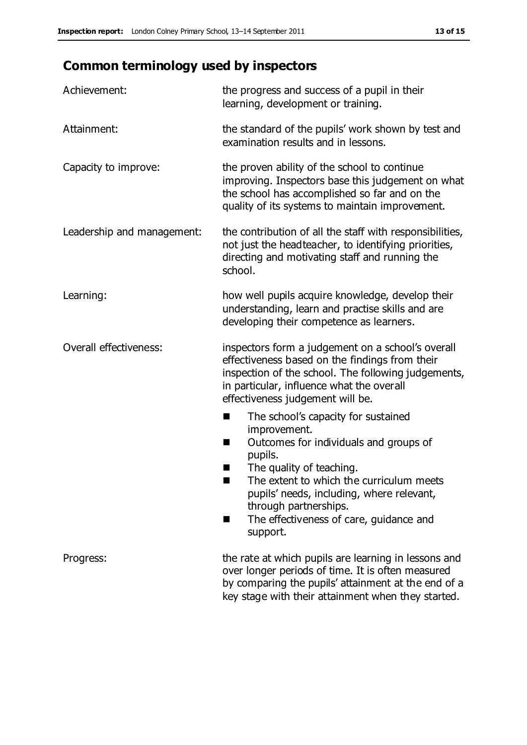## Common terminology used by inspectors

| | |
|---|---|
| Achievement: | the progress and success of a pupil in their learning, development or training. |
| Attainment: | the standard of the pupils' work shown by test and examination results and in lessons. |
| Capacity to improve: | the proven ability of the school to continue improving. Inspectors base this judgement on what the school has accomplished so far and on the quality of its systems to maintain improvement. |
| Leadership and management: | the contribution of all the staff with responsibilities, not just the headteacher, to identifying priorities, directing and motivating staff and running the school. |
| Learning: | how well pupils acquire knowledge, develop their understanding, learn and practise skills and are developing their competence as learners. |
| Overall effectiveness: | inspectors form a judgement on a school's overall effectiveness based on the findings from their inspection of the school. The following judgements, in particular, influence what the overall effectiveness judgement will be.<br>■ The school's capacity for sustained improvement.<br>■ Outcomes for individuals and groups of pupils.<br>■ The quality of teaching.<br>■ The extent to which the curriculum meets pupils' needs, including, where relevant, through partnerships.<br>■ The effectiveness of care, guidance and support. |
| Progress: | the rate at which pupils are learning in lessons and over longer periods of time. It is often measured by comparing the pupils' attainment at the end of a key stage with their attainment when they started. |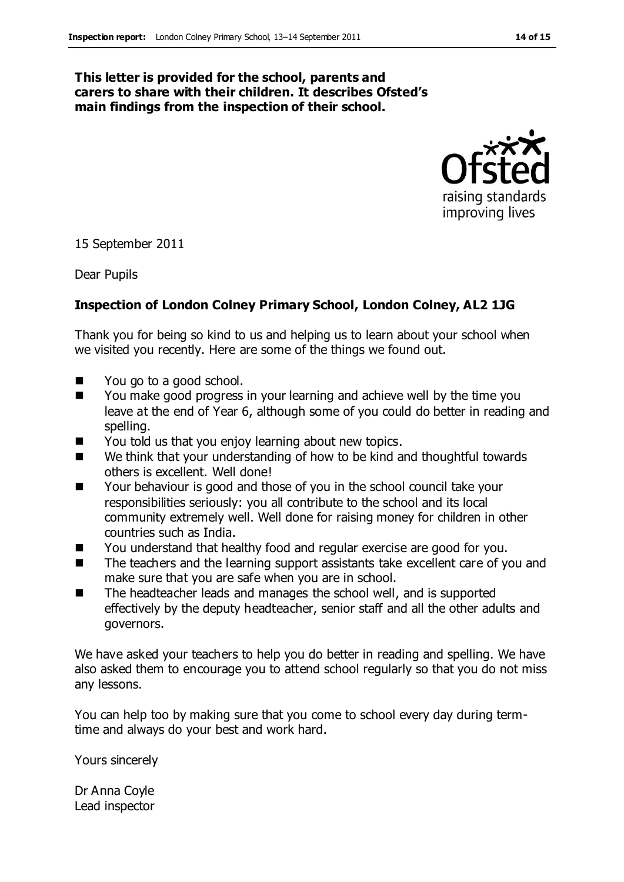**This letter is provided for the school, parents and carers to share with their children. It describes Ofsted's main findings from the inspection of their school.**

15 September 2011

Dear Pupils

**Inspection of London Colney Primary School, London Colney, AL2 1JG**

Thank you for being so kind to us and helping us to learn about your school when we visited you recently. Here are some of the things we found out.

- You go to a good school.
- You make good progress in your learning and achieve well by the time you leave at the end of Year 6, although some of you could do better in reading and spelling.
- You told us that you enjoy learning about new topics.
- We think that your understanding of how to be kind and thoughtful towards others is excellent. Well done!
- Your behaviour is good and those of you in the school council take your responsibilities seriously: you all contribute to the school and its local community extremely well. Well done for raising money for children in other countries such as India.
- You understand that healthy food and regular exercise are good for you.
- The teachers and the learning support assistants take excellent care of you and make sure that you are safe when you are in school.
- The headteacher leads and manages the school well, and is supported effectively by the deputy headteacher, senior staff and all the other adults and governors.

We have asked your teachers to help you do better in reading and spelling. We have also asked them to encourage you to attend school regularly so that you do not miss any lessons.

You can help too by making sure that you come to school every day during term-time and always do your best and work hard.

Yours sincerely

Dr Anna Coyle
Lead inspector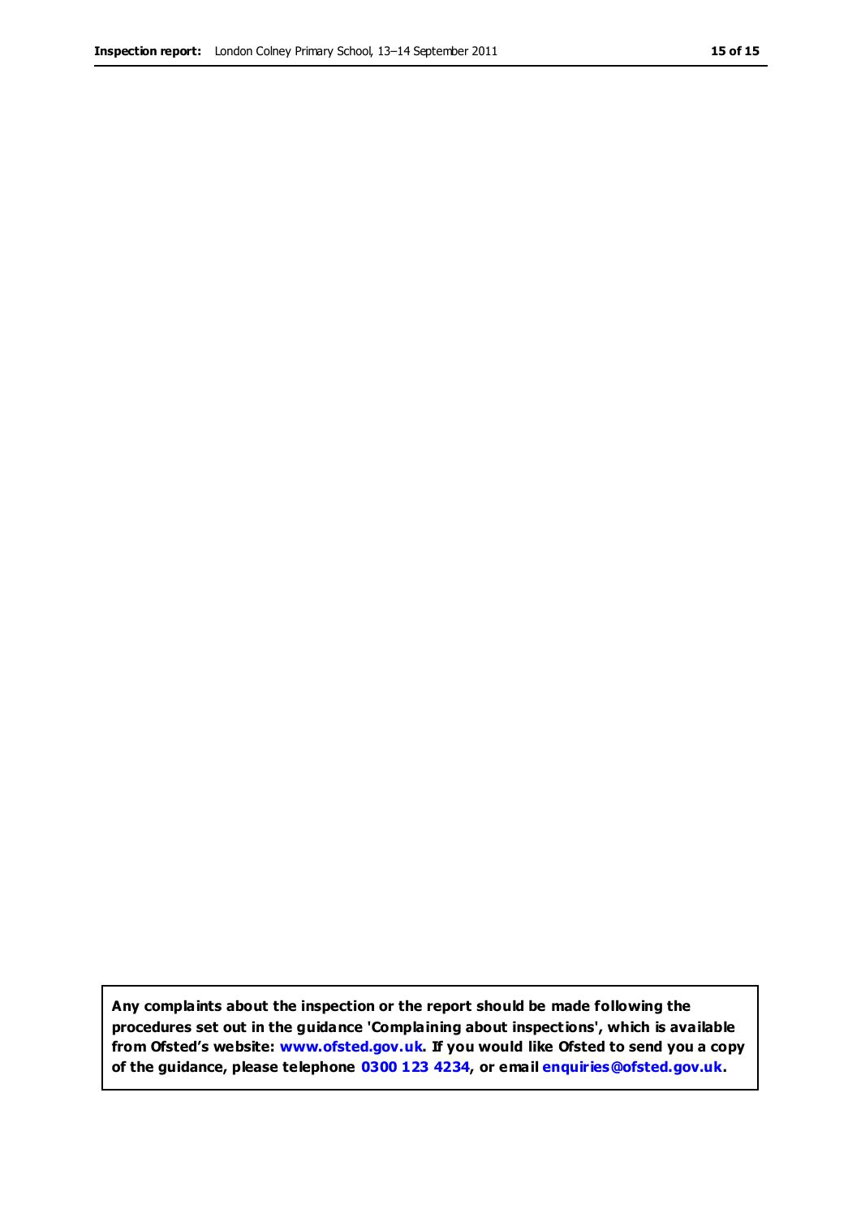**Any complaints about the inspection or the report should be made following the procedures set out in the guidance 'Complaining about inspections', which is available from Ofsted's website: www.ofsted.gov.uk. If you would like Ofsted to send you a copy of the guidance, please telephone 0300 123 4234, or email enquiries@ofsted.gov.uk.**